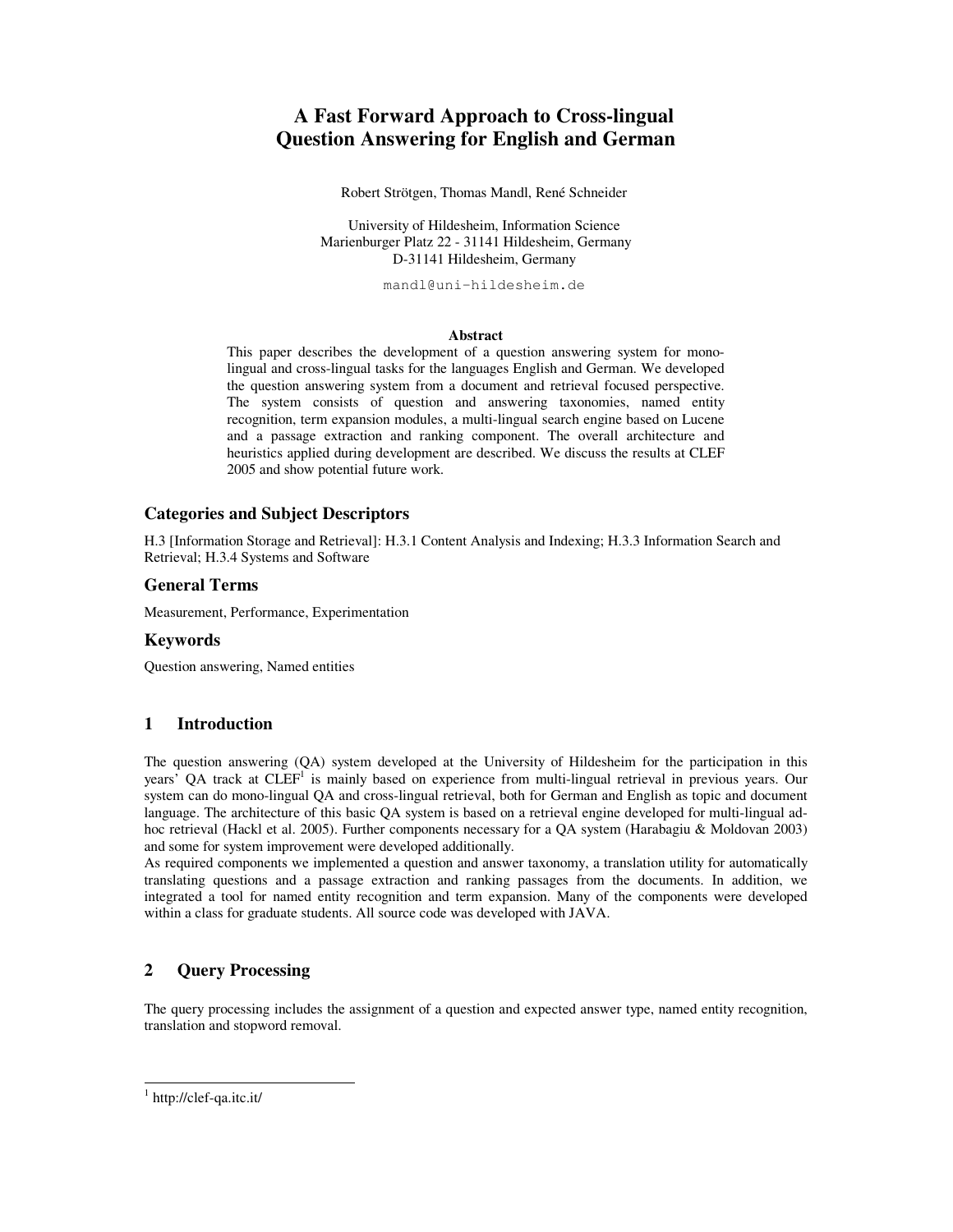# A Fast Forward Approach to Cross-lingual Question Answering for English and German

Robert Strötgen, Thomas Mandl, René Schneider

University of Hildesheim, Information Science
Marienburger Platz 22 - 31141 Hildesheim, Germany
D-31141 Hildesheim, Germany

mandl@uni-hildesheim.de

**Abstract**

This paper describes the development of a question answering system for mono-lingual and cross-lingual tasks for the languages English and German. We developed the question answering system from a document and retrieval focused perspective. The system consists of question and answering taxonomies, named entity recognition, term expansion modules, a multi-lingual search engine based on Lucene and a passage extraction and ranking component. The overall architecture and heuristics applied during development are described. We discuss the results at CLEF 2005 and show potential future work.

## Categories and Subject Descriptors

H.3 [Information Storage and Retrieval]: H.3.1 Content Analysis and Indexing; H.3.3 Information Search and Retrieval; H.3.4 Systems and Software

## General Terms

Measurement, Performance, Experimentation

## Keywords

Question answering, Named entities

## 1 Introduction

The question answering (QA) system developed at the University of Hildesheim for the participation in this years' QA track at CLEF[1] is mainly based on experience from multi-lingual retrieval in previous years. Our system can do mono-lingual QA and cross-lingual retrieval, both for German and English as topic and document language. The architecture of this basic QA system is based on a retrieval engine developed for multi-lingual ad-hoc retrieval (Hackl et al. 2005). Further components necessary for a QA system (Harabagiu & Moldovan 2003) and some for system improvement were developed additionally.
As required components we implemented a question and answer taxonomy, a translation utility for automatically translating questions and a passage extraction and ranking passages from the documents. In addition, we integrated a tool for named entity recognition and term expansion. Many of the components were developed within a class for graduate students. All source code was developed with JAVA.

## 2 Query Processing

The query processing includes the assignment of a question and expected answer type, named entity recognition, translation and stopword removal.

[1] http://clef-qa.itc.it/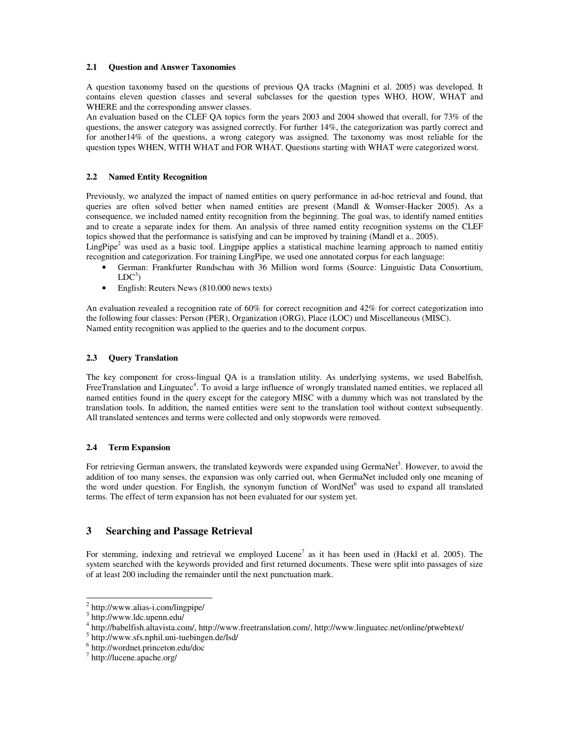### 2.1 Question and Answer Taxonomies

A question taxonomy based on the questions of previous QA tracks (Magnini et al. 2005) was developed. It contains eleven question classes and several subclasses for the question types WHO, HOW, WHAT and WHERE and the corresponding answer classes.

An evaluation based on the CLEF QA topics form the years 2003 and 2004 showed that overall, for 73% of the questions, the answer category was assigned correctly. For further 14%, the categorization was partly correct and for another14% of the questions, a wrong category was assigned. The taxonomy was most reliable for the question types WHEN, WITH WHAT and FOR WHAT. Questions starting with WHAT were categorized worst.

### 2.2 Named Entity Recognition

Previously, we analyzed the impact of named entities on query performance in ad-hoc retrieval and found, that queries are often solved better when named entities are present (Mandl & Womser-Hacker 2005). As a consequence, we included named entity recognition from the beginning. The goal was, to identify named entities and to create a separate index for them. An analysis of three named entity recognition systems on the CLEF topics showed that the performance is satisfying and can be improved by training (Mandl et a.. 2005).

LingPipe[2] was used as a basic tool. Lingpipe applies a statistical machine learning approach to named entitiy recognition and categorization. For training LingPipe, we used one annotated corpus for each language:

- German: Frankfurter Rundschau with 36 Million word forms (Source: Linguistic Data Consortium, LDC[3])
- English: Reuters News (810.000 news texts)

An evaluation revealed a recognition rate of 60% for correct recognition and 42% for correct categorization into the following four classes: Person (PER), Organization (ORG), Place (LOC) und Miscellaneous (MISC).
Named entity recognition was applied to the queries and to the document corpus.

### 2.3 Query Translation

The key component for cross-lingual QA is a translation utility. As underlying systems, we used Babelfish, FreeTranslation and Linguatec[4]. To avoid a large influence of wrongly translated named entities, we replaced all named entities found in the query except for the category MISC with a dummy which was not translated by the translation tools. In addition, the named entities were sent to the translation tool without context subsequently. All translated sentences and terms were collected and only stopwords were removed.

### 2.4 Term Expansion

For retrieving German answers, the translated keywords were expanded using GermaNet[5]. However, to avoid the addition of too many senses, the expansion was only carried out, when GermaNet included only one meaning of the word under question. For English, the synonym function of WordNet[6] was used to expand all translated terms. The effect of term expansion has not been evaluated for our system yet.

## 3 Searching and Passage Retrieval

For stemming, indexing and retrieval we employed Lucene[7] as it has been used in (Hackl et al. 2005). The system searched with the keywords provided and first returned documents. These were split into passages of size of at least 200 including the remainder until the next punctuation mark.

---

[2] http://www.alias-i.com/lingpipe/
[3] http://www.ldc.upenn.edu/
[4] http://babelfish.altavista.com/, http://www.freetranslation.com/, http://www.linguatec.net/online/ptwebtext/
[5] http://www.sfs.nphil.uni-tuebingen.de/lsd/
[6] http://wordnet.princeton.edu/doc
[7] http://lucene.apache.org/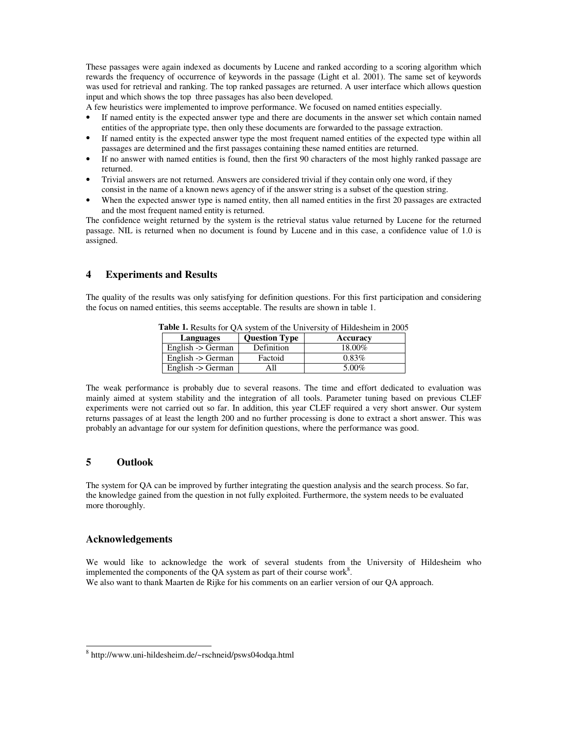These passages were again indexed as documents by Lucene and ranked according to a scoring algorithm which rewards the frequency of occurrence of keywords in the passage (Light et al. 2001). The same set of keywords was used for retrieval and ranking. The top ranked passages are returned. A user interface which allows question input and which shows the top three passages has also been developed.

A few heuristics were implemented to improve performance. We focused on named entities especially.

- If named entity is the expected answer type and there are documents in the answer set which contain named entities of the appropriate type, then only these documents are forwarded to the passage extraction.
- If named entity is the expected answer type the most frequent named entities of the expected type within all passages are determined and the first passages containing these named entities are returned.
- If no answer with named entities is found, then the first 90 characters of the most highly ranked passage are returned.
- Trivial answers are not returned. Answers are considered trivial if they contain only one word, if they consist in the name of a known news agency of if the answer string is a subset of the question string.
- When the expected answer type is named entity, then all named entities in the first 20 passages are extracted and the most frequent named entity is returned.

The confidence weight returned by the system is the retrieval status value returned by Lucene for the returned passage. NIL is returned when no document is found by Lucene and in this case, a confidence value of 1.0 is assigned.

## 4 Experiments and Results

The quality of the results was only satisfying for definition questions. For this first participation and considering the focus on named entities, this seems acceptable. The results are shown in table 1.

**Table 1.** Results for QA system of the University of Hildesheim in 2005

| Languages | Question Type | Accuracy |
|---|---|---|
| English -> German | Definition | 18.00% |
| English -> German | Factoid | 0.83% |
| English -> German | All | 5.00% |

The weak performance is probably due to several reasons. The time and effort dedicated to evaluation was mainly aimed at system stability and the integration of all tools. Parameter tuning based on previous CLEF experiments were not carried out so far. In addition, this year CLEF required a very short answer. Our system returns passages of at least the length 200 and no further processing is done to extract a short answer. This was probably an advantage for our system for definition questions, where the performance was good.

## 5 Outlook

The system for QA can be improved by further integrating the question analysis and the search process. So far, the knowledge gained from the question in not fully exploited. Furthermore, the system needs to be evaluated more thoroughly.

## Acknowledgements

We would like to acknowledge the work of several students from the University of Hildesheim who implemented the components of the QA system as part of their course work[8].

We also want to thank Maarten de Rijke for his comments on an earlier version of our QA approach.

[8] http://www.uni-hildesheim.de/~rschneid/psws04odqa.html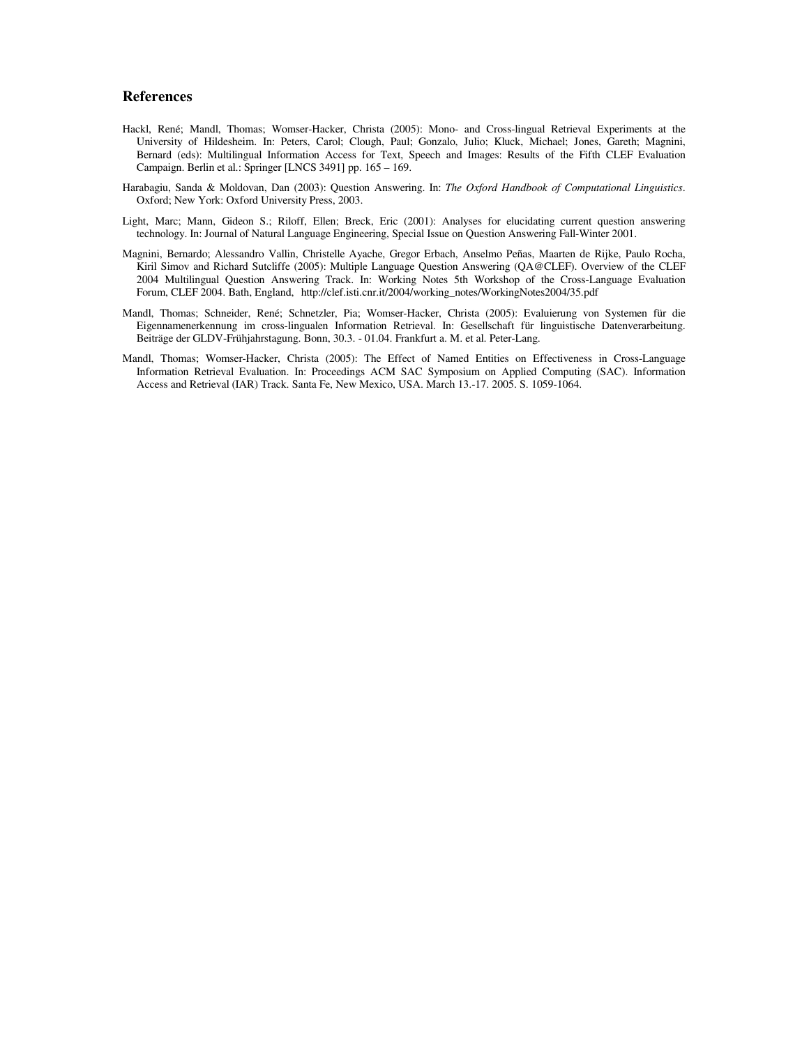## References

Hackl, René; Mandl, Thomas; Womser-Hacker, Christa (2005): Mono- and Cross-lingual Retrieval Experiments at the University of Hildesheim. In: Peters, Carol; Clough, Paul; Gonzalo, Julio; Kluck, Michael; Jones, Gareth; Magnini, Bernard (eds): Multilingual Information Access for Text, Speech and Images: Results of the Fifth CLEF Evaluation Campaign. Berlin et al.: Springer [LNCS 3491] pp. 165 – 169.

Harabagiu, Sanda & Moldovan, Dan (2003): Question Answering. In: *The Oxford Handbook of Computational Linguistics*. Oxford; New York: Oxford University Press, 2003.

Light, Marc; Mann, Gideon S.; Riloff, Ellen; Breck, Eric (2001): Analyses for elucidating current question answering technology. In: Journal of Natural Language Engineering, Special Issue on Question Answering Fall-Winter 2001.

Magnini, Bernardo; Alessandro Vallin, Christelle Ayache, Gregor Erbach, Anselmo Peñas, Maarten de Rijke, Paulo Rocha, Kiril Simov and Richard Sutcliffe (2005): Multiple Language Question Answering (QA@CLEF). Overview of the CLEF 2004 Multilingual Question Answering Track. In: Working Notes 5th Workshop of the Cross-Language Evaluation Forum, CLEF 2004. Bath, England, http://clef.isti.cnr.it/2004/working_notes/WorkingNotes2004/35.pdf

Mandl, Thomas; Schneider, René; Schnetzler, Pia; Womser-Hacker, Christa (2005): Evaluierung von Systemen für die Eigennamenerkennung im cross-lingualen Information Retrieval. In: Gesellschaft für linguistische Datenverarbeitung. Beiträge der GLDV-Frühjahrstagung. Bonn, 30.3. - 01.04. Frankfurt a. M. et al. Peter-Lang.

Mandl, Thomas; Womser-Hacker, Christa (2005): The Effect of Named Entities on Effectiveness in Cross-Language Information Retrieval Evaluation. In: Proceedings ACM SAC Symposium on Applied Computing (SAC). Information Access and Retrieval (IAR) Track. Santa Fe, New Mexico, USA. March 13.-17. 2005. S. 1059-1064.